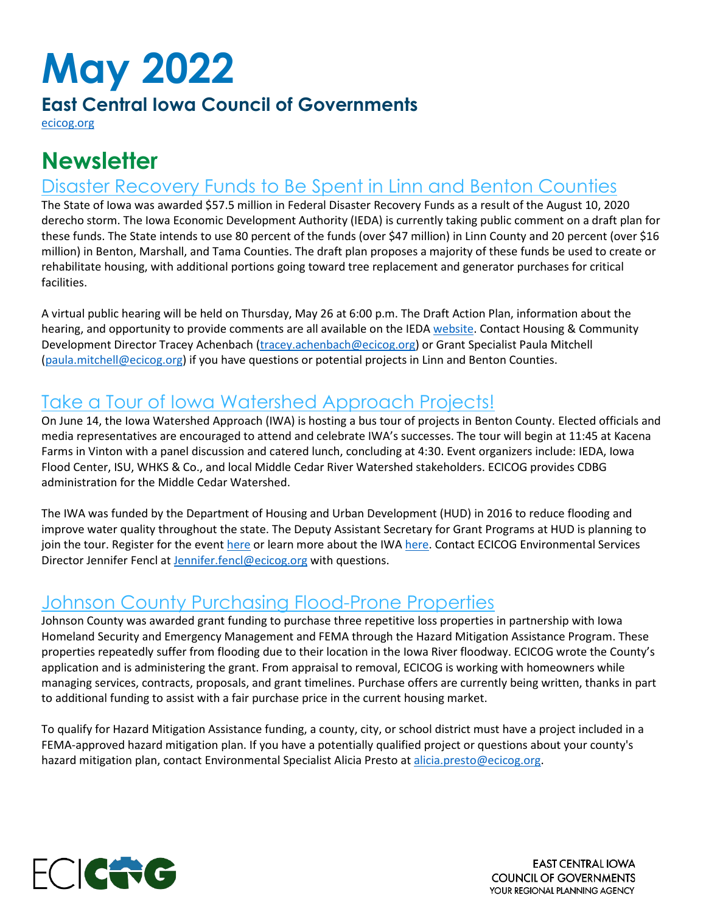# May 2022

## East Central Iowa Council of Governments

ecicog.org

# Newsletter

## Disaster Recovery Funds to Be Spent in Linn and Benton Counties

The State of Iowa was awarded $57.5 million in Federal Disaster Recovery Funds as a result of the August 10, 2020 derecho storm. The Iowa Economic Development Authority (IEDA) is currently taking public comment on a draft plan for these funds. The State intends to use 80 percent of the funds (over $47 million) in Linn County and 20 percent (over $16 million) in Benton, Marshall, and Tama Counties. The draft plan proposes a majority of these funds be used to create or rehabilitate housing, with additional portions going toward tree replacement and generator purchases for critical facilities.

A virtual public hearing will be held on Thursday, May 26 at 6:00 p.m. The Draft Action Plan, information about the hearing, and opportunity to provide comments are all available on the IEDA website. Contact Housing & Community Development Director Tracey Achenbach (tracey.achenbach@ecicog.org) or Grant Specialist Paula Mitchell (paula.mitchell@ecicog.org) if you have questions or potential projects in Linn and Benton Counties.

## Take a Tour of Iowa Watershed Approach Projects!

On June 14, the Iowa Watershed Approach (IWA) is hosting a bus tour of projects in Benton County. Elected officials and media representatives are encouraged to attend and celebrate IWA's successes. The tour will begin at 11:45 at Kacena Farms in Vinton with a panel discussion and catered lunch, concluding at 4:30. Event organizers include: IEDA, Iowa Flood Center, ISU, WHKS & Co., and local Middle Cedar River Watershed stakeholders. ECICOG provides CDBG administration for the Middle Cedar Watershed.

The IWA was funded by the Department of Housing and Urban Development (HUD) in 2016 to reduce flooding and improve water quality throughout the state. The Deputy Assistant Secretary for Grant Programs at HUD is planning to join the tour. Register for the event here or learn more about the IWA here. Contact ECICOG Environmental Services Director Jennifer Fencl at Jennifer.fencl@ecicog.org with questions.

## Johnson County Purchasing Flood-Prone Properties

Johnson County was awarded grant funding to purchase three repetitive loss properties in partnership with Iowa Homeland Security and Emergency Management and FEMA through the Hazard Mitigation Assistance Program. These properties repeatedly suffer from flooding due to their location in the Iowa River floodway. ECICOG wrote the County's application and is administering the grant. From appraisal to removal, ECICOG is working with homeowners while managing services, contracts, proposals, and grant timelines. Purchase offers are currently being written, thanks in part to additional funding to assist with a fair purchase price in the current housing market.

To qualify for Hazard Mitigation Assistance funding, a county, city, or school district must have a project included in a FEMA-approved hazard mitigation plan. If you have a potentially qualified project or questions about your county's hazard mitigation plan, contact Environmental Specialist Alicia Presto at alicia.presto@ecicog.org.

ECICOG

EAST CENTRAL IOWA COUNCIL OF GOVERNMENTS
YOUR REGIONAL PLANNING AGENCY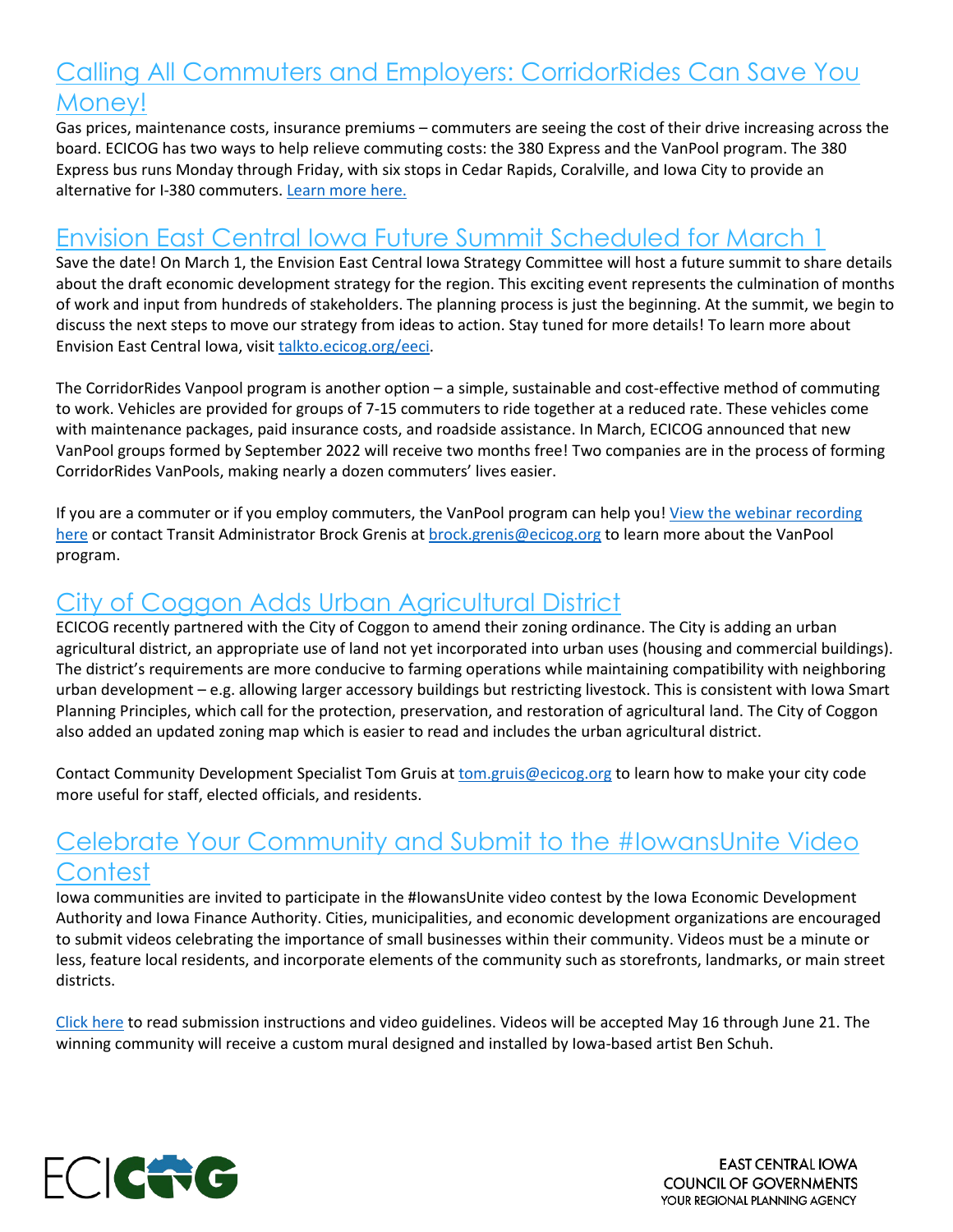## Calling All Commuters and Employers: CorridorRides Can Save You Money!

Gas prices, maintenance costs, insurance premiums – commuters are seeing the cost of their drive increasing across the board. ECICOG has two ways to help relieve commuting costs: the 380 Express and the VanPool program. The 380 Express bus runs Monday through Friday, with six stops in Cedar Rapids, Coralville, and Iowa City to provide an alternative for I-380 commuters. Learn more here.

## Envision East Central Iowa Future Summit Scheduled for March 1

Save the date! On March 1, the Envision East Central Iowa Strategy Committee will host a future summit to share details about the draft economic development strategy for the region. This exciting event represents the culmination of months of work and input from hundreds of stakeholders. The planning process is just the beginning. At the summit, we begin to discuss the next steps to move our strategy from ideas to action. Stay tuned for more details! To learn more about Envision East Central Iowa, visit talkto.ecicog.org/eeci.

The CorridorRides Vanpool program is another option – a simple, sustainable and cost-effective method of commuting to work. Vehicles are provided for groups of 7-15 commuters to ride together at a reduced rate. These vehicles come with maintenance packages, paid insurance costs, and roadside assistance. In March, ECICOG announced that new VanPool groups formed by September 2022 will receive two months free! Two companies are in the process of forming CorridorRides VanPools, making nearly a dozen commuters' lives easier.

If you are a commuter or if you employ commuters, the VanPool program can help you! View the webinar recording here or contact Transit Administrator Brock Grenis at brock.grenis@ecicog.org to learn more about the VanPool program.

## City of Coggon Adds Urban Agricultural District

ECICOG recently partnered with the City of Coggon to amend their zoning ordinance. The City is adding an urban agricultural district, an appropriate use of land not yet incorporated into urban uses (housing and commercial buildings). The district's requirements are more conducive to farming operations while maintaining compatibility with neighboring urban development – e.g. allowing larger accessory buildings but restricting livestock. This is consistent with Iowa Smart Planning Principles, which call for the protection, preservation, and restoration of agricultural land. The City of Coggon also added an updated zoning map which is easier to read and includes the urban agricultural district.

Contact Community Development Specialist Tom Gruis at tom.gruis@ecicog.org to learn how to make your city code more useful for staff, elected officials, and residents.

## Celebrate Your Community and Submit to the #IowansUnite Video Contest

Iowa communities are invited to participate in the #IowansUnite video contest by the Iowa Economic Development Authority and Iowa Finance Authority. Cities, municipalities, and economic development organizations are encouraged to submit videos celebrating the importance of small businesses within their community. Videos must be a minute or less, feature local residents, and incorporate elements of the community such as storefronts, landmarks, or main street districts.

Click here to read submission instructions and video guidelines. Videos will be accepted May 16 through June 21. The winning community will receive a custom mural designed and installed by Iowa-based artist Ben Schuh.

ECICOG

EAST CENTRAL IOWA
COUNCIL OF GOVERNMENTS
YOUR REGIONAL PLANNING AGENCY